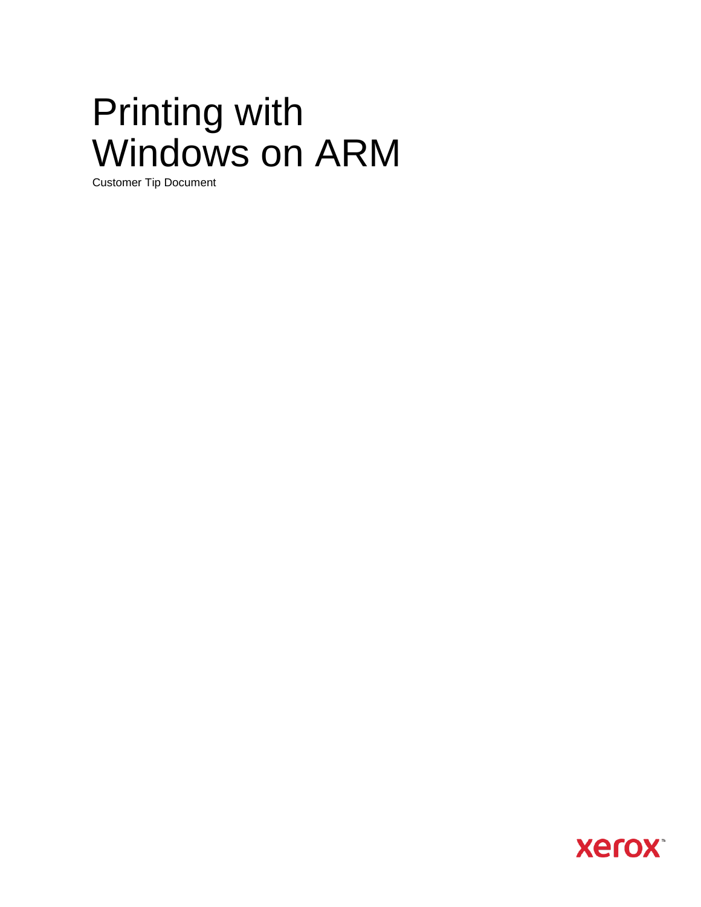# Printing with Windows on ARM

Customer Tip Document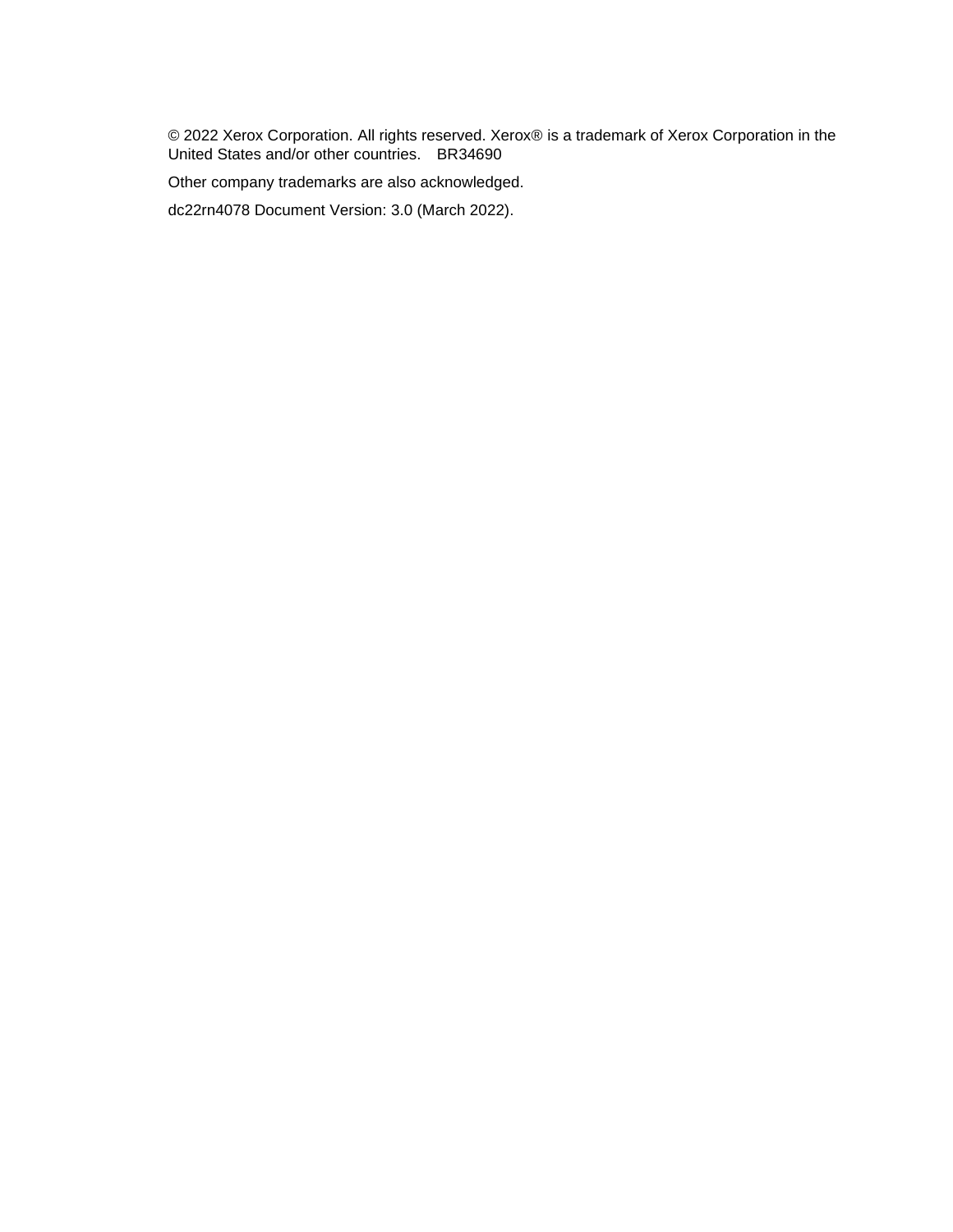© 2022 Xerox Corporation. All rights reserved. Xerox® is a trademark of Xerox Corporation in the United States and/or other countries. BR34690

Other company trademarks are also acknowledged.

dc22rn4078 Document Version: 3.0 (March 2022).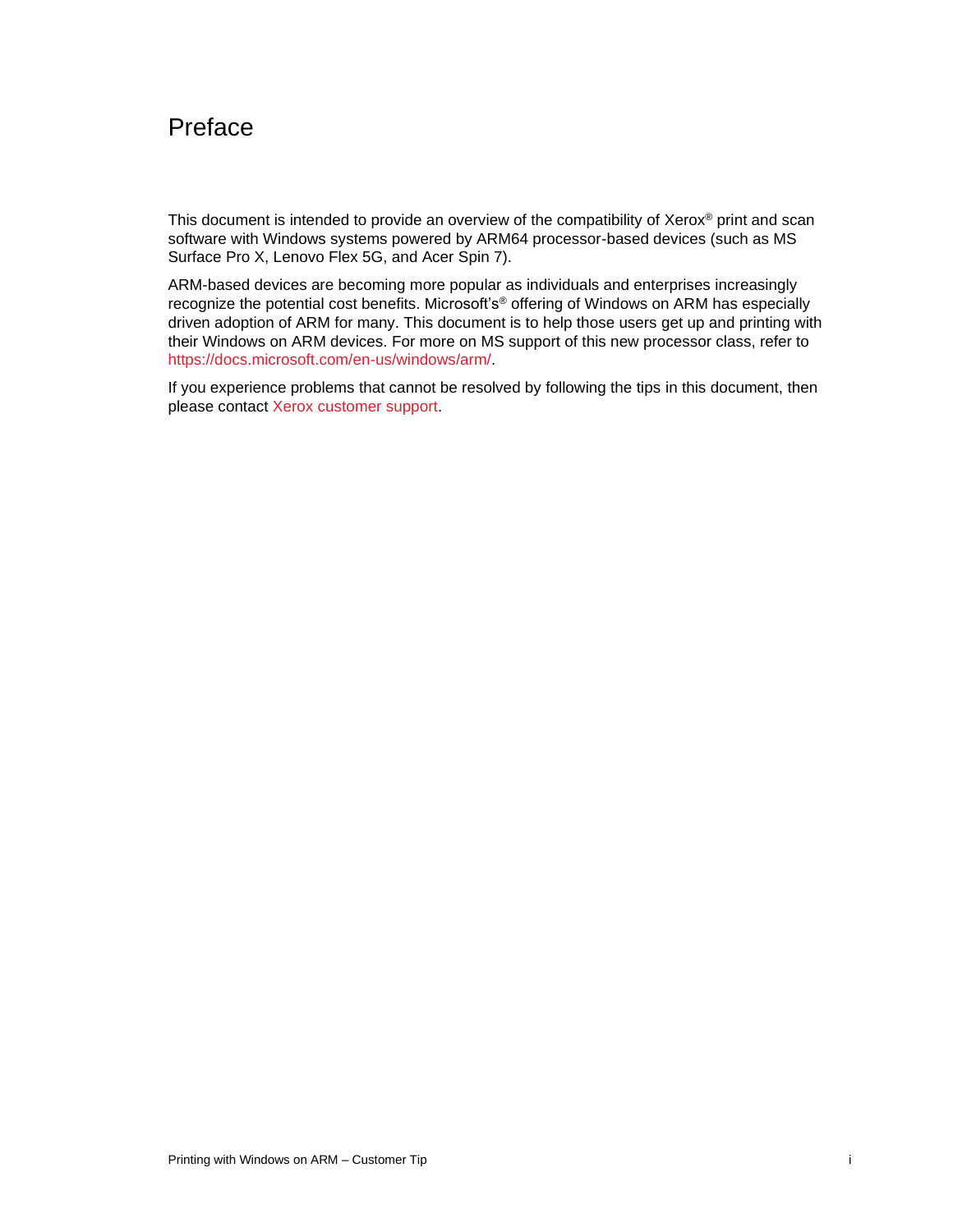# Preface

This document is intended to provide an overview of the compatibility of Xerox® print and scan software with Windows systems powered by ARM64 processor-based devices (such as MS Surface Pro X, Lenovo Flex 5G, and Acer Spin 7).

ARM-based devices are becoming more popular as individuals and enterprises increasingly recognize the potential cost benefits. Microsoft's® offering of Windows on ARM has especially driven adoption of ARM for many. This document is to help those users get up and printing with their Windows on ARM devices. For more on MS support of this new processor class, refer to https://docs.microsoft.com/en-us/windows/arm/.

If you experience problems that cannot be resolved by following the tips in this document, then please contact Xerox customer support.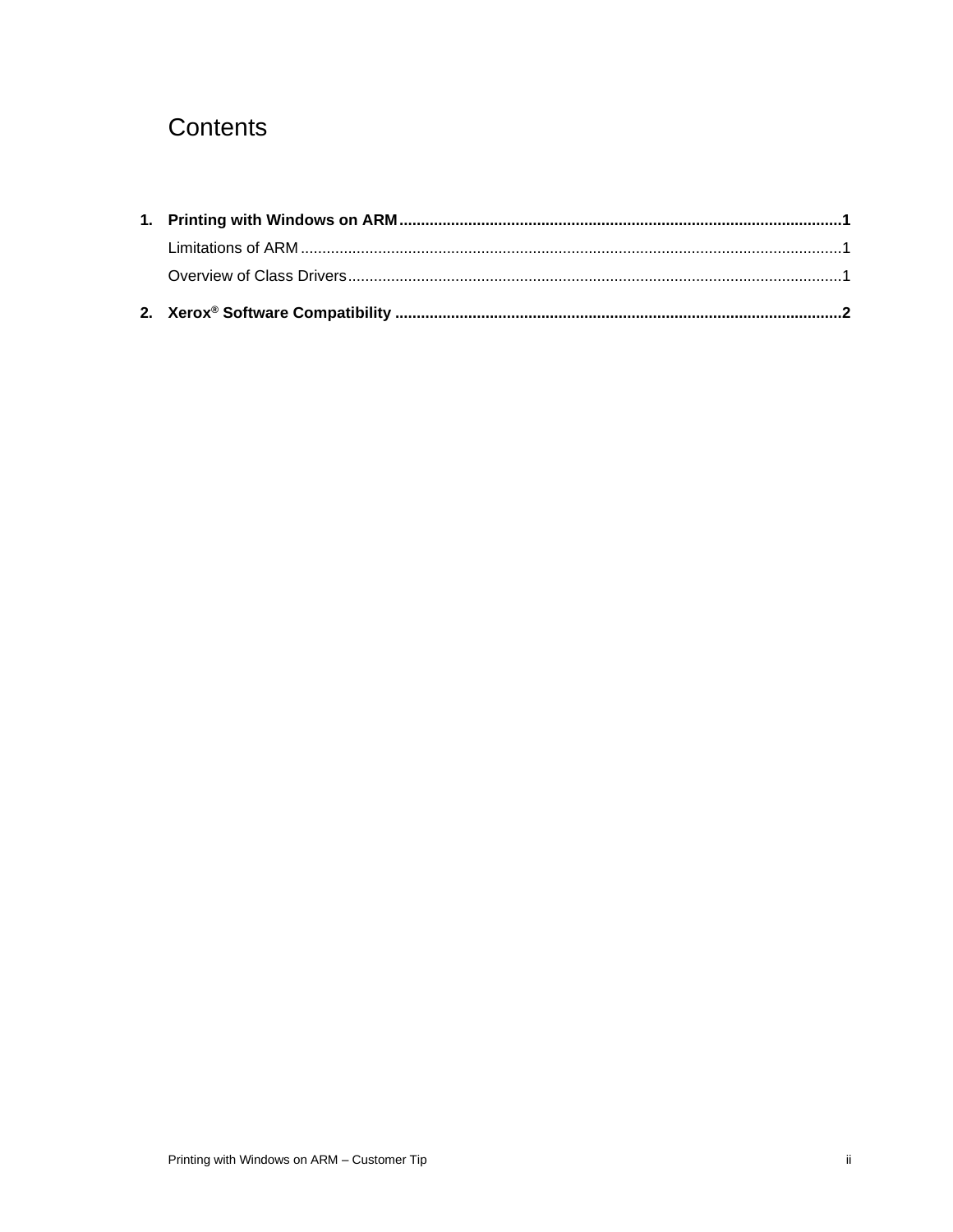# Contents

1. **Printing with Windows on ARM** ........................................................ **1**
   - Limitations of ARM ........................................................ 1
   - Overview of Class Drivers ........................................................ 1
2. **Xerox® Software Compatibility** ........................................................ **2**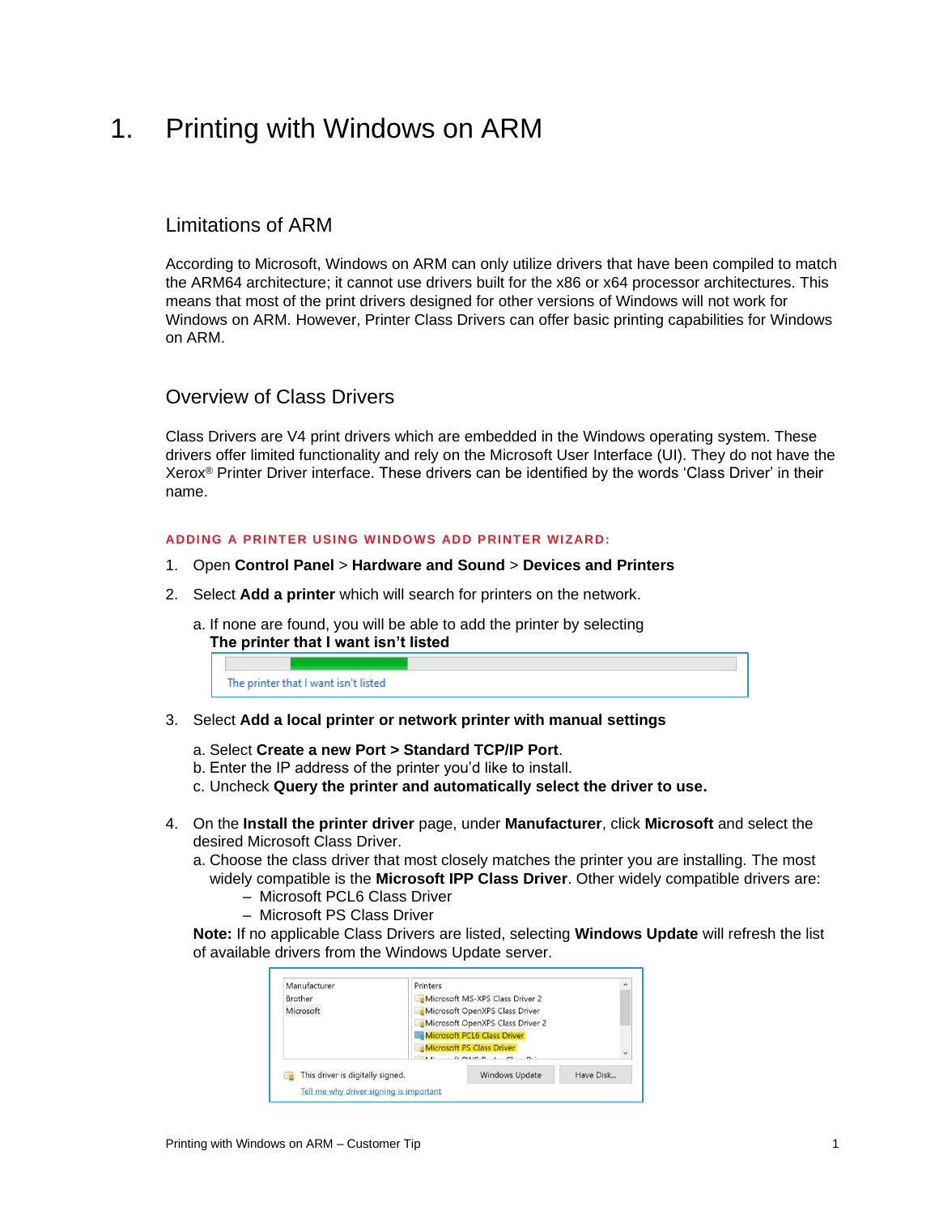# 1. Printing with Windows on ARM

## Limitations of ARM

According to Microsoft, Windows on ARM can only utilize drivers that have been compiled to match the ARM64 architecture; it cannot use drivers built for the x86 or x64 processor architectures. This means that most of the print drivers designed for other versions of Windows will not work for Windows on ARM. However, Printer Class Drivers can offer basic printing capabilities for Windows on ARM.

## Overview of Class Drivers

Class Drivers are V4 print drivers which are embedded in the Windows operating system. These drivers offer limited functionality and rely on the Microsoft User Interface (UI). They do not have the Xerox® Printer Driver interface. These drivers can be identified by the words 'Class Driver' in their name.

### ADDING A PRINTER USING WINDOWS ADD PRINTER WIZARD:

1. Open **Control Panel** > **Hardware and Sound** > **Devices and Printers**
2. Select **Add a printer** which will search for printers on the network.

   a. If none are found, you will be able to add the printer by selecting **The printer that I want isn't listed**

3. Select **Add a local printer or network printer with manual settings**

   a. Select **Create a new Port > Standard TCP/IP Port**.
   b. Enter the IP address of the printer you'd like to install.
   c. Uncheck **Query the printer and automatically select the driver to use.**

4. On the **Install the printer driver** page, under **Manufacturer**, click **Microsoft** and select the desired Microsoft Class Driver.
   a. Choose the class driver that most closely matches the printer you are installing. The most widely compatible is the **Microsoft IPP Class Driver**. Other widely compatible drivers are:
      – Microsoft PCL6 Class Driver
      – Microsoft PS Class Driver

   **Note:** If no applicable Class Drivers are listed, selecting **Windows Update** will refresh the list of available drivers from the Windows Update server.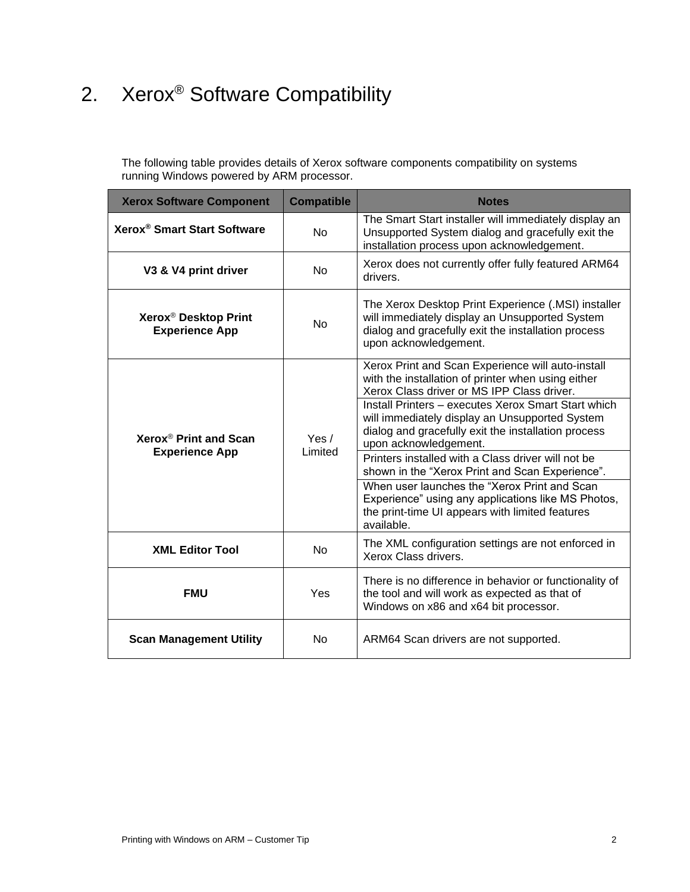## 2. Xerox® Software Compatibility

The following table provides details of Xerox software components compatibility on systems running Windows powered by ARM processor.

| Xerox Software Component | Compatible | Notes |
|---|---|---|
| **Xerox® Smart Start Software** | No | The Smart Start installer will immediately display an Unsupported System dialog and gracefully exit the installation process upon acknowledgement. |
| **V3 & V4 print driver** | No | Xerox does not currently offer fully featured ARM64 drivers. |
| **Xerox® Desktop Print Experience App** | No | The Xerox Desktop Print Experience (.MSI) installer will immediately display an Unsupported System dialog and gracefully exit the installation process upon acknowledgement. |
| **Xerox® Print and Scan Experience App** | Yes / Limited | Xerox Print and Scan Experience will auto-install with the installation of printer when using either Xerox Class driver or MS IPP Class driver. |
| | | Install Printers – executes Xerox Smart Start which will immediately display an Unsupported System dialog and gracefully exit the installation process upon acknowledgement. |
| | | Printers installed with a Class driver will not be shown in the “Xerox Print and Scan Experience”. |
| | | When user launches the “Xerox Print and Scan Experience” using any applications like MS Photos, the print-time UI appears with limited features available. |
| **XML Editor Tool** | No | The XML configuration settings are not enforced in Xerox Class drivers. |
| **FMU** | Yes | There is no difference in behavior or functionality of the tool and will work as expected as that of Windows on x86 and x64 bit processor. |
| **Scan Management Utility** | No | ARM64 Scan drivers are not supported. |